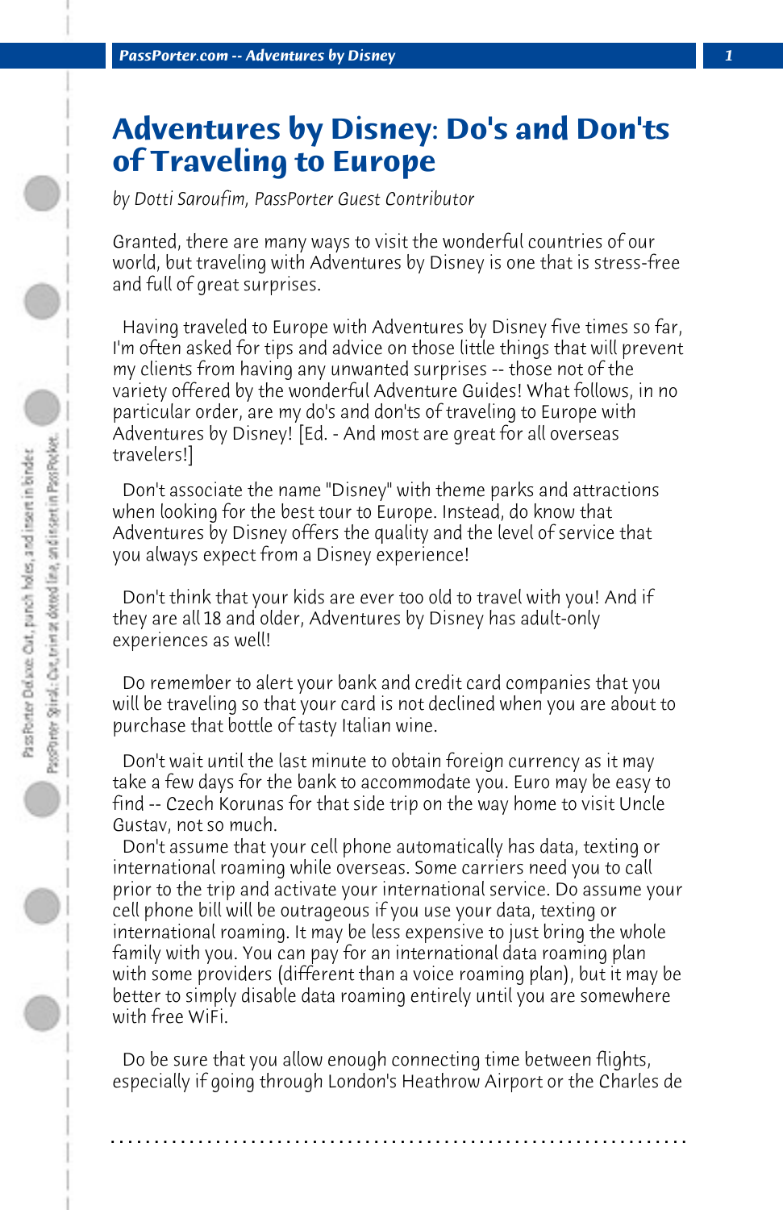# Adventures by Disney: Do's and Don'ts of Traveling to Europe

*by Dotti Saroufim, PassPorter Guest Contributor*

Granted, there are many ways to visit the wonderful countries of our world, but traveling with Adventures by Disney is one that is stress-free and full of great surprises.

Having traveled to Europe with Adventures by Disney five times so far, I'm often asked for tips and advice on those little things that will prevent my clients from having any unwanted surprises -- those not of the variety offered by the wonderful Adventure Guides! What follows, in no particular order, are my do's and don'ts of traveling to Europe with Adventures by Disney! [Ed. - And most are great for all overseas travelers!]

Don't associate the name "Disney" with theme parks and attractions when looking for the best tour to Europe. Instead, do know that Adventures by Disney offers the quality and the level of service that you always expect from a Disney experience!

Don't think that your kids are ever too old to travel with you! And if they are all 18 and older, Adventures by Disney has adult-only experiences as well!

Do remember to alert your bank and credit card companies that you will be traveling so that your card is not declined when you are about to purchase that bottle of tasty Italian wine.

Don't wait until the last minute to obtain foreign currency as it may take a few days for the bank to accommodate you. Euro may be easy to find -- Czech Korunas for that side trip on the way home to visit Uncle Gustav, not so much.

Don't assume that your cell phone automatically has data, texting or international roaming while overseas. Some carriers need you to call prior to the trip and activate your international service. Do assume your cell phone bill will be outrageous if you use your data, texting or international roaming. It may be less expensive to just bring the whole family with you. You can pay for an international data roaming plan with some providers (different than a voice roaming plan), but it may be better to simply disable data roaming entirely until you are somewhere with free WiFi.

Do be sure that you allow enough connecting time between flights, especially if going through London's Heathrow Airport or the Charles de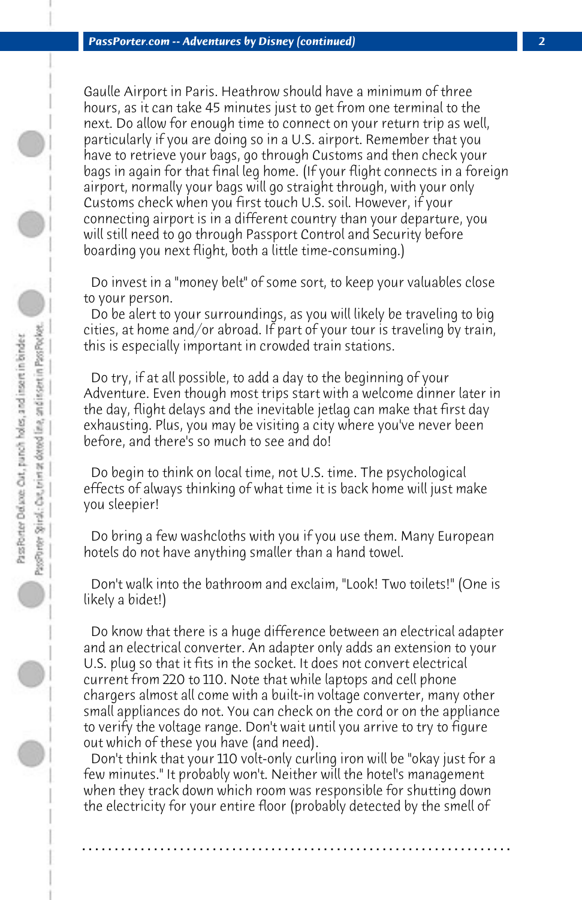Gaulle Airport in Paris. Heathrow should have a minimum of three hours, as it can take 45 minutes just to get from one terminal to the next. Do allow for enough time to connect on your return trip as well, particularly if you are doing so in a U.S. airport. Remember that you have to retrieve your bags, go through Customs and then check your bags in again for that final leg home. (If your flight connects in a foreign airport, normally your bags will go straight through, with your only Customs check when you first touch U.S. soil. However, if your connecting airport is in a different country than your departure, you will still need to go through Passport Control and Security before boarding you next flight, both a little time-consuming.)

Do invest in a "money belt" of some sort, to keep your valuables close to your person.

Do be alert to your surroundings, as you will likely be traveling to big cities, at home and/or abroad. If part of your tour is traveling by train, this is especially important in crowded train stations.

Do try, if at all possible, to add a day to the beginning of your Adventure. Even though most trips start with a welcome dinner later in the day, flight delays and the inevitable jetlag can make that first day exhausting. Plus, you may be visiting a city where you've never been before, and there's so much to see and do!

Do begin to think on local time, not U.S. time. The psychological effects of always thinking of what time it is back home will just make you sleepier!

Do bring a few washcloths with you if you use them. Many European hotels do not have anything smaller than a hand towel.

Don't walk into the bathroom and exclaim, "Look! Two toilets!" (One is likely a bidet!)

Do know that there is a huge difference between an electrical adapter and an electrical converter. An adapter only adds an extension to your U.S. plug so that it fits in the socket. It does not convert electrical current from 220 to 110. Note that while laptops and cell phone chargers almost all come with a built-in voltage converter, many other small appliances do not. You can check on the cord or on the appliance to verify the voltage range. Don't wait until you arrive to try to figure out which of these you have (and need).

Don't think that your 110 volt-only curling iron will be "okay just for a few minutes." It probably won't. Neither will the hotel's management when they track down which room was responsible for shutting down the electricity for your entire floor (probably detected by the smell of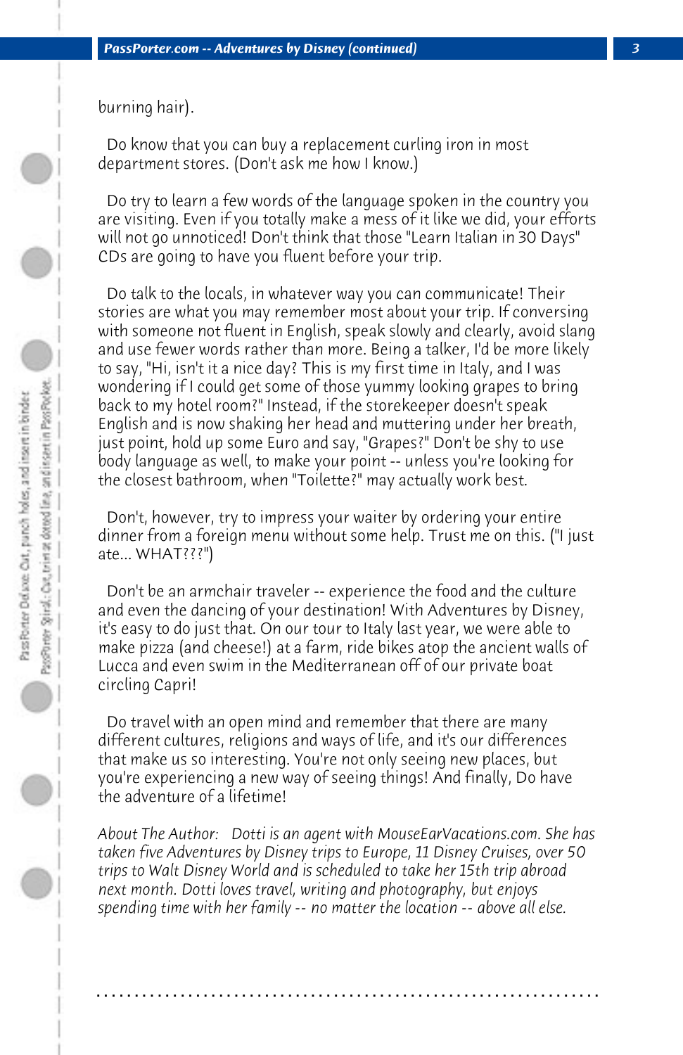burning hair).

Do know that you can buy a replacement curling iron in most department stores. (Don't ask me how I know.)

Do try to learn a few words of the language spoken in the country you are visiting. Even if you totally make a mess of it like we did, your efforts will not go unnoticed! Don't think that those "Learn Italian in 30 Days" CDs are going to have you fluent before your trip.

Do talk to the locals, in whatever way you can communicate! Their stories are what you may remember most about your trip. If conversing with someone not fluent in English, speak slowly and clearly, avoid slang and use fewer words rather than more. Being a talker, I'd be more likely to say, "Hi, isn't it a nice day? This is my first time in Italy, and I was wondering if I could get some of those yummy looking grapes to bring back to my hotel room?" Instead, if the storekeeper doesn't speak English and is now shaking her head and muttering under her breath, just point, hold up some Euro and say, "Grapes?" Don't be shy to use body language as well, to make your point -- unless you're looking for the closest bathroom, when "Toilette?" may actually work best.

Don't, however, try to impress your waiter by ordering your entire dinner from a foreign menu without some help. Trust me on this. ("I just ate... WHAT???")

Don't be an armchair traveler -- experience the food and the culture and even the dancing of your destination! With Adventures by Disney, it's easy to do just that. On our tour to Italy last year, we were able to make pizza (and cheese!) at a farm, ride bikes atop the ancient walls of Lucca and even swim in the Mediterranean off of our private boat circling Capri!

Do travel with an open mind and remember that there are many different cultures, religions and ways of life, and it's our differences that make us so interesting. You're not only seeing new places, but you're experiencing a new way of seeing things! And finally, Do have the adventure of a lifetime!

*About The Author: Dotti is an agent with MouseEarVacations.com. She has taken five Adventures by Disney trips to Europe, 11 Disney Cruises, over 50 trips to Walt Disney World and is scheduled to take her 15th trip abroad next month. Dotti loves travel, writing and photography, but enjoys spending time with her family -- no matter the location -- above all else.*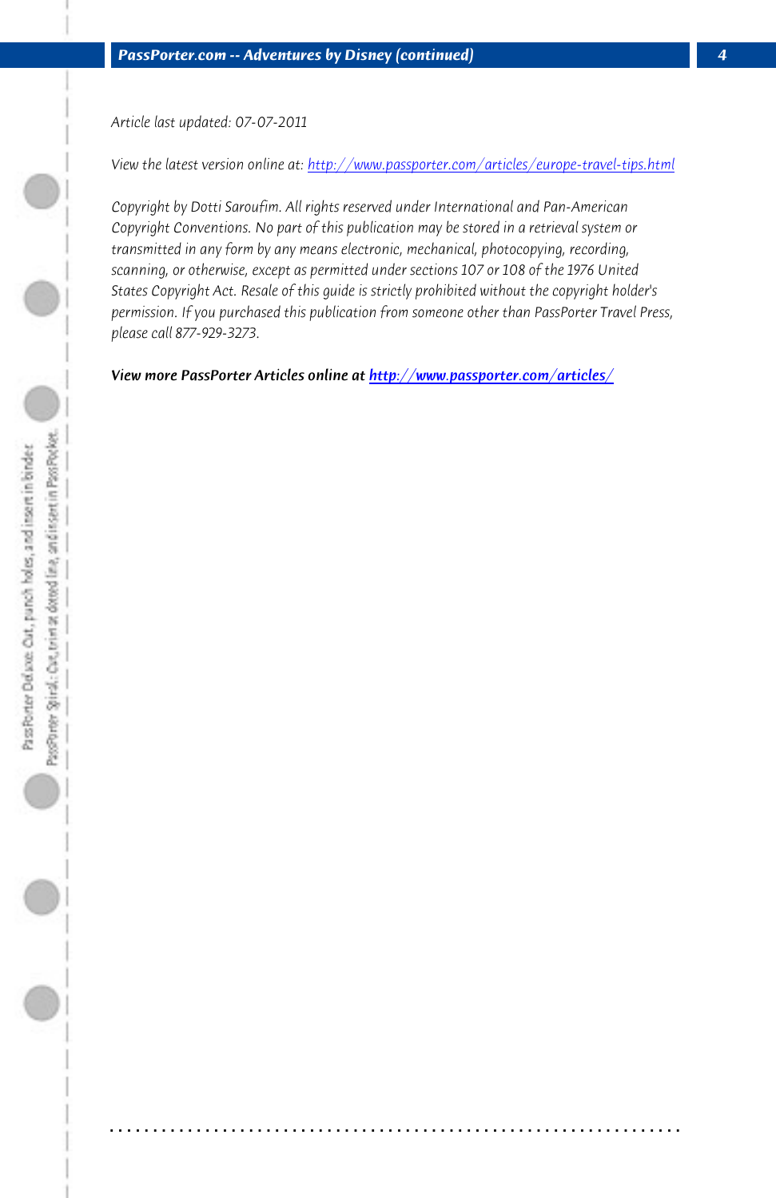*Article last updated: 07-07-2011*

*View the latest version online at: http://www.passporter.com/articles/europe-travel-tips.html*

*Copyright by Dotti Saroufim. All rights reserved under International and Pan-American Copyright Conventions. No part of this publication may be stored in a retrieval system or transmitted in any form by any means electronic, mechanical, photocopying, recording, scanning, or otherwise, except as permitted under sections 107 or 108 of the 1976 United States Copyright Act. Resale of this guide is strictly prohibited without the copyright holder's permission. If you purchased this publication from someone other than PassPorter Travel Press, please call 877-929-3273.*

**View more PassPorter Articles online at http://www.passporter.com/articles/**